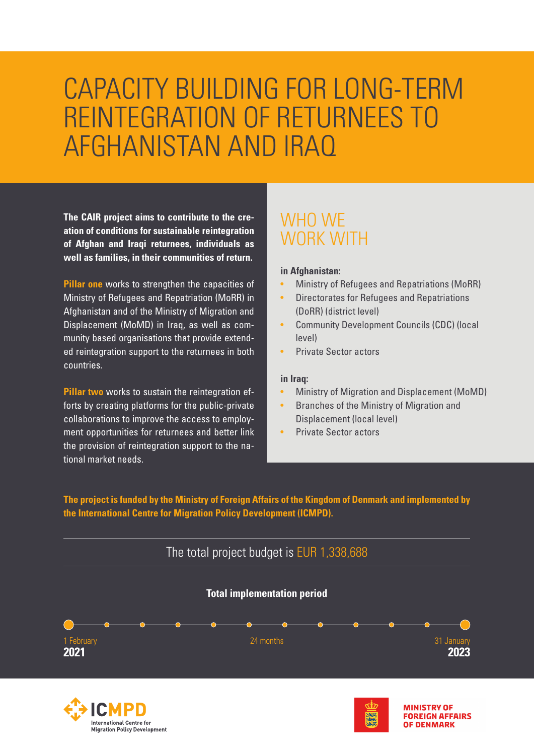# CAPACITY BUILDING FOR LONG-TERM REINTEGRATION OF RETURNEES TO AFGHANISTAN AND IRAQ

**The CAIR project aims to contribute to the creation of conditions for sustainable reintegration of Afghan and Iraqi returnees, individuals as well as families, in their communities of return.**

**Pillar one** works to strengthen the capacities of Ministry of Refugees and Repatriation (MoRR) in Afghanistan and of the Ministry of Migration and Displacement (MoMD) in Iraq, as well as community based organisations that provide extended reintegration support to the returnees in both countries.

**Pillar two** works to sustain the reintegration efforts by creating platforms for the public-private collaborations to improve the access to employment opportunities for returnees and better link the provision of reintegration support to the national market needs.

## WHO WE WORK WITH

**in Afghanistan:**

- Ministry of Refugees and Repatriations (MoRR)
- Directorates for Refugees and Repatriations (DoRR) (district level)
- Community Development Councils (CDC) (local level)
- Private Sector actors

**in Iraq:**

- Ministry of Migration and Displacement (MoMD)
- Branches of the Ministry of Migration and Displacement (local level)
- Private Sector actors

**The project is funded by the Ministry of Foreign Affairs of the Kingdom of Denmark and implemented by the International Centre for Migration Policy Development (ICMPD).**

The total project budget is EUR 1,338,688

**Total implementation period**

1 February **2021** — 24 months — 31 January **2023**

ICMPD International Centre for Migration Policy Development

MINISTRY OF FOREIGN AFFAIRS OF DENMARK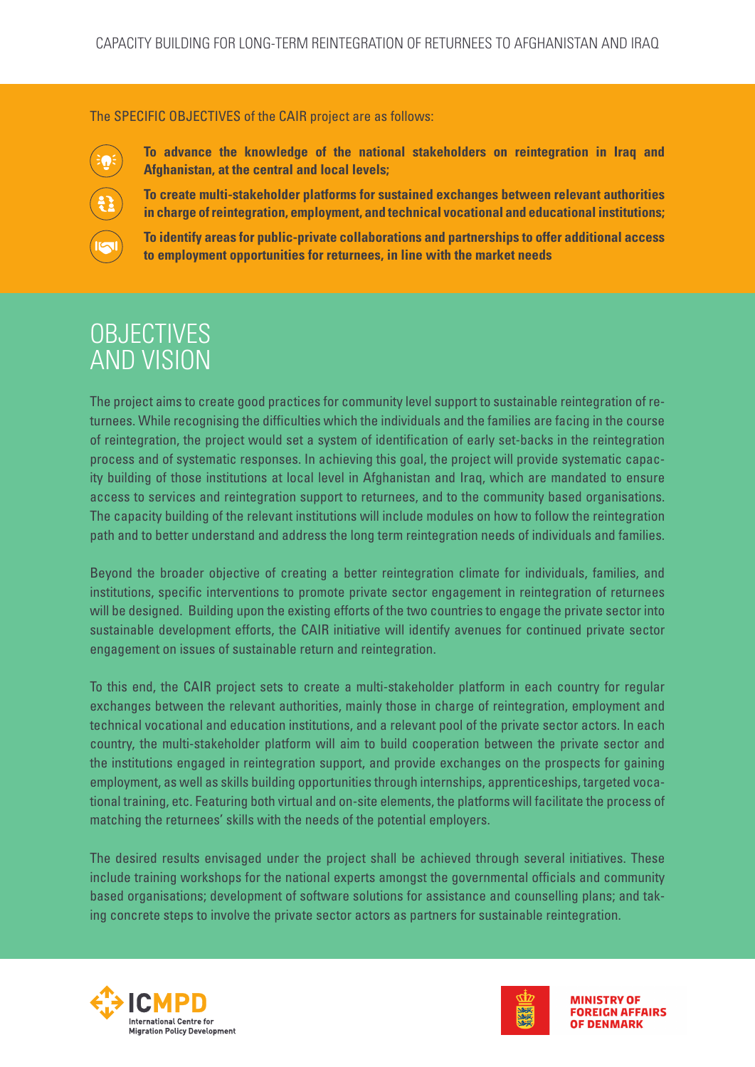The SPECIFIC OBJECTIVES of the CAIR project are as follows:

- **To advance the knowledge of the national stakeholders on reintegration in Iraq and Afghanistan, at the central and local levels;**
- **To create multi-stakeholder platforms for sustained exchanges between relevant authorities in charge of reintegration, employment, and technical vocational and educational institutions;**
- **To identify areas for public-private collaborations and partnerships to offer additional access to employment opportunities for returnees, in line with the market needs**

# OBJECTIVES AND VISION

The project aims to create good practices for community level support to sustainable reintegration of returnees. While recognising the difficulties which the individuals and the families are facing in the course of reintegration, the project would set a system of identification of early set-backs in the reintegration process and of systematic responses. In achieving this goal, the project will provide systematic capacity building of those institutions at local level in Afghanistan and Iraq, which are mandated to ensure access to services and reintegration support to returnees, and to the community based organisations. The capacity building of the relevant institutions will include modules on how to follow the reintegration path and to better understand and address the long term reintegration needs of individuals and families.

Beyond the broader objective of creating a better reintegration climate for individuals, families, and institutions, specific interventions to promote private sector engagement in reintegration of returnees will be designed. Building upon the existing efforts of the two countries to engage the private sector into sustainable development efforts, the CAIR initiative will identify avenues for continued private sector engagement on issues of sustainable return and reintegration.

To this end, the CAIR project sets to create a multi-stakeholder platform in each country for regular exchanges between the relevant authorities, mainly those in charge of reintegration, employment and technical vocational and education institutions, and a relevant pool of the private sector actors. In each country, the multi-stakeholder platform will aim to build cooperation between the private sector and the institutions engaged in reintegration support, and provide exchanges on the prospects for gaining employment, as well as skills building opportunities through internships, apprenticeships, targeted vocational training, etc. Featuring both virtual and on-site elements, the platforms will facilitate the process of matching the returnees' skills with the needs of the potential employers.

The desired results envisaged under the project shall be achieved through several initiatives. These include training workshops for the national experts amongst the governmental officials and community based organisations; development of software solutions for assistance and counselling plans; and taking concrete steps to involve the private sector actors as partners for sustainable reintegration.

ICMPD International Centre for Migration Policy Development

MINISTRY OF FOREIGN AFFAIRS OF DENMARK